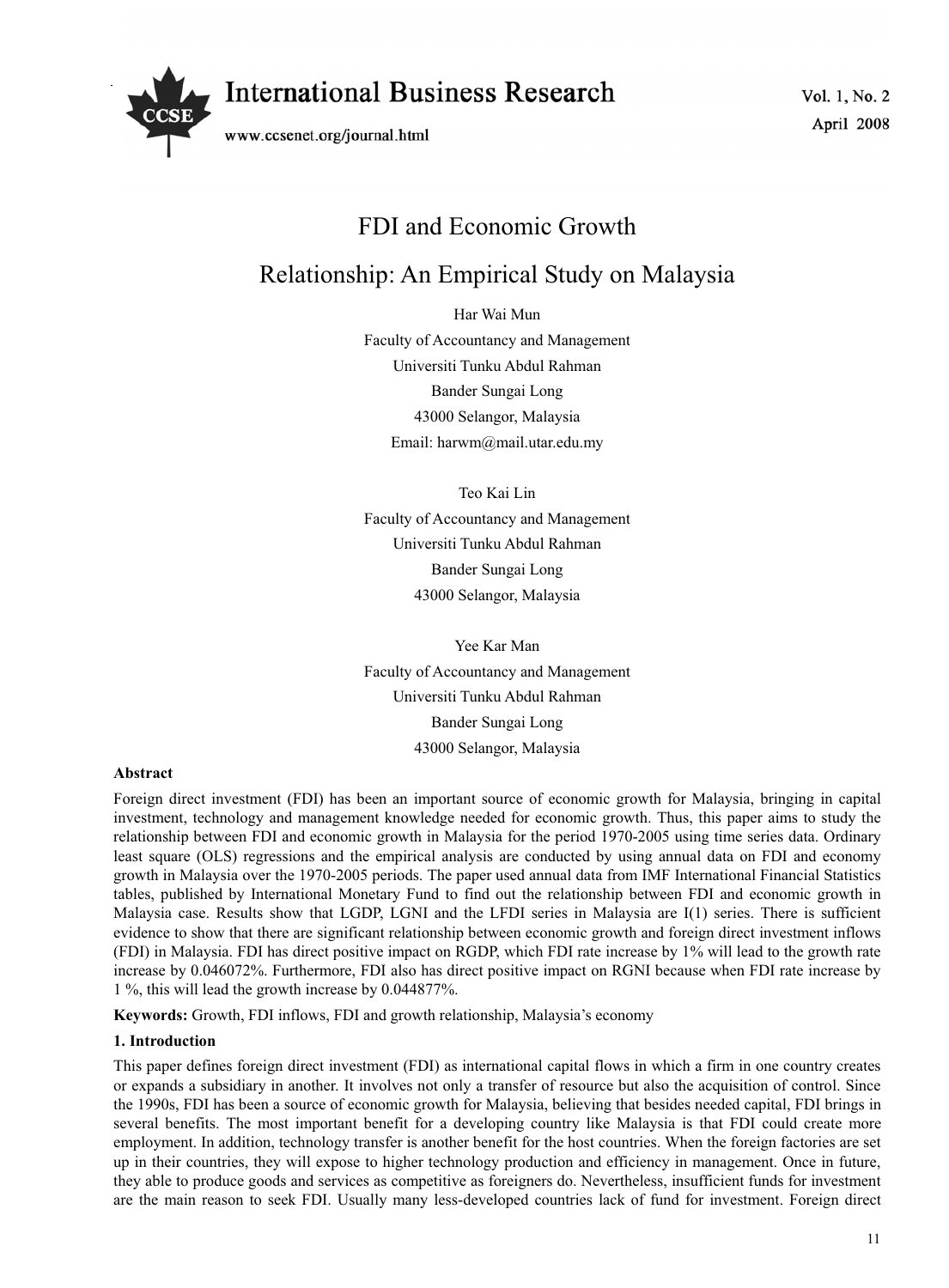# FDI and Economic Growth Relationship: An Empirical Study on Malaysia

Har Wai Mun
Faculty of Accountancy and Management
Universiti Tunku Abdul Rahman
Bander Sungai Long
43000 Selangor, Malaysia
Email: harwm@mail.utar.edu.my

Teo Kai Lin
Faculty of Accountancy and Management
Universiti Tunku Abdul Rahman
Bander Sungai Long
43000 Selangor, Malaysia

Yee Kar Man
Faculty of Accountancy and Management
Universiti Tunku Abdul Rahman
Bander Sungai Long
43000 Selangor, Malaysia

**Abstract**

Foreign direct investment (FDI) has been an important source of economic growth for Malaysia, bringing in capital investment, technology and management knowledge needed for economic growth. Thus, this paper aims to study the relationship between FDI and economic growth in Malaysia for the period 1970-2005 using time series data. Ordinary least square (OLS) regressions and the empirical analysis are conducted by using annual data on FDI and economy growth in Malaysia over the 1970-2005 periods. The paper used annual data from IMF International Financial Statistics tables, published by International Monetary Fund to find out the relationship between FDI and economic growth in Malaysia case. Results show that LGDP, LGNI and the LFDI series in Malaysia are I(1) series. There is sufficient evidence to show that there are significant relationship between economic growth and foreign direct investment inflows (FDI) in Malaysia. FDI has direct positive impact on RGDP, which FDI rate increase by 1% will lead to the growth rate increase by 0.046072%. Furthermore, FDI also has direct positive impact on RGNI because when FDI rate increase by 1 %, this will lead the growth increase by 0.044877%.

**Keywords:** Growth, FDI inflows, FDI and growth relationship, Malaysia's economy

## 1. Introduction

This paper defines foreign direct investment (FDI) as international capital flows in which a firm in one country creates or expands a subsidiary in another. It involves not only a transfer of resource but also the acquisition of control. Since the 1990s, FDI has been a source of economic growth for Malaysia, believing that besides needed capital, FDI brings in several benefits. The most important benefit for a developing country like Malaysia is that FDI could create more employment. In addition, technology transfer is another benefit for the host countries. When the foreign factories are set up in their countries, they will expose to higher technology production and efficiency in management. Once in future, they able to produce goods and services as competitive as foreigners do. Nevertheless, insufficient funds for investment are the main reason to seek FDI. Usually many less-developed countries lack of fund for investment. Foreign direct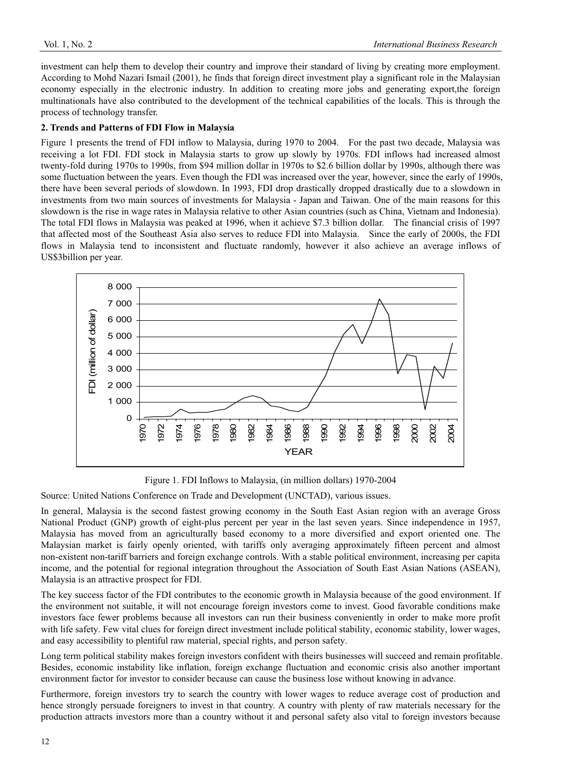investment can help them to develop their country and improve their standard of living by creating more employment. According to Mohd Nazari Ismail (2001), he finds that foreign direct investment play a significant role in the Malaysian economy especially in the electronic industry. In addition to creating more jobs and generating export,the foreign multinationals have also contributed to the development of the technical capabilities of the locals. This is through the process of technology transfer.

## 2. Trends and Patterns of FDI Flow in Malaysia

Figure 1 presents the trend of FDI inflow to Malaysia, during 1970 to 2004. For the past two decade, Malaysia was receiving a lot FDI. FDI stock in Malaysia starts to grow up slowly by 1970s. FDI inflows had increased almost twenty-fold during 1970s to 1990s, from $94 million dollar in 1970s to $2.6 billion dollar by 1990s, although there was some fluctuation between the years. Even though the FDI was increased over the year, however, since the early of 1990s, there have been several periods of slowdown. In 1993, FDI drop drastically dropped drastically due to a slowdown in investments from two main sources of investments for Malaysia - Japan and Taiwan. One of the main reasons for this slowdown is the rise in wage rates in Malaysia relative to other Asian countries (such as China, Vietnam and Indonesia). The total FDI flows in Malaysia was peaked at 1996, when it achieve $7.3 billion dollar. The financial crisis of 1997 that affected most of the Southeast Asia also serves to reduce FDI into Malaysia. Since the early of 2000s, the FDI flows in Malaysia tend to inconsistent and fluctuate randomly, however it also achieve an average inflows of US$3billion per year.

FDI (million of dollar)

8 000
7 000
6 000
5 000
4 000
3 000
2 000
1 000
0

1970 1972 1974 1976 1978 1980 1982 1984 1986 1988 1990 1992 1994 1996 1998 2000 2002 2004

YEAR

Figure 1. FDI Inflows to Malaysia, (in million dollars) 1970-2004

Source: United Nations Conference on Trade and Development (UNCTAD), various issues.

In general, Malaysia is the second fastest growing economy in the South East Asian region with an average Gross National Product (GNP) growth of eight-plus percent per year in the last seven years. Since independence in 1957, Malaysia has moved from an agriculturally based economy to a more diversified and export oriented one. The Malaysian market is fairly openly oriented, with tariffs only averaging approximately fifteen percent and almost non-existent non-tariff barriers and foreign exchange controls. With a stable political environment, increasing per capita income, and the potential for regional integration throughout the Association of South East Asian Nations (ASEAN), Malaysia is an attractive prospect for FDI.

The key success factor of the FDI contributes to the economic growth in Malaysia because of the good environment. If the environment not suitable, it will not encourage foreign investors come to invest. Good favorable conditions make investors face fewer problems because all investors can run their business conveniently in order to make more profit with life safety. Few vital clues for foreign direct investment include political stability, economic stability, lower wages, and easy accessibility to plentiful raw material, special rights, and person safety.

Long term political stability makes foreign investors confident with theirs businesses will succeed and remain profitable. Besides, economic instability like inflation, foreign exchange fluctuation and economic crisis also another important environment factor for investor to consider because can cause the business lose without knowing in advance.

Furthermore, foreign investors try to search the country with lower wages to reduce average cost of production and hence strongly persuade foreigners to invest in that country. A country with plenty of raw materials necessary for the production attracts investors more than a country without it and personal safety also vital to foreign investors because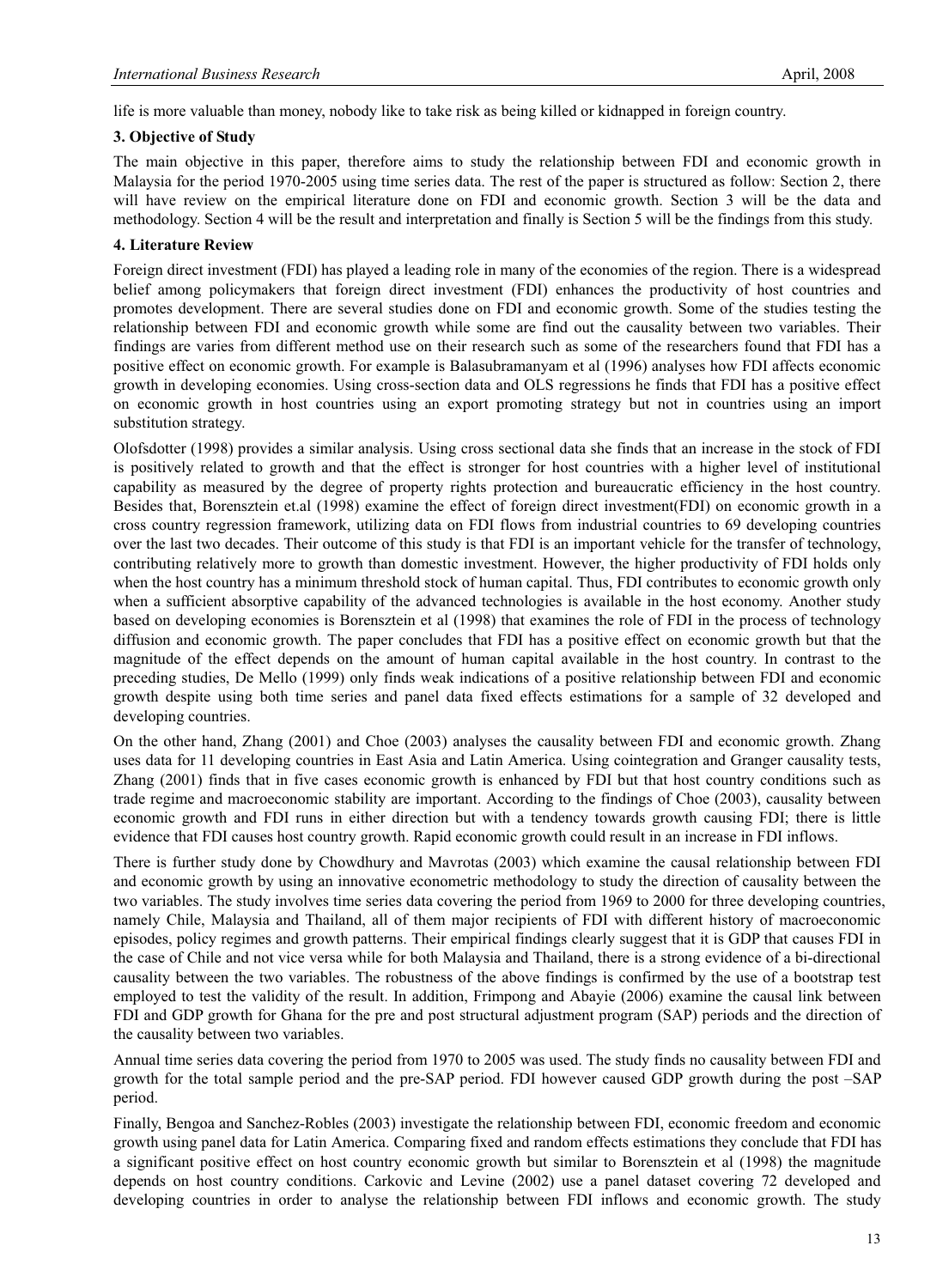life is more valuable than money, nobody like to take risk as being killed or kidnapped in foreign country.

### 3. Objective of Study

The main objective in this paper, therefore aims to study the relationship between FDI and economic growth in Malaysia for the period 1970-2005 using time series data. The rest of the paper is structured as follow: Section 2, there will have review on the empirical literature done on FDI and economic growth. Section 3 will be the data and methodology. Section 4 will be the result and interpretation and finally is Section 5 will be the findings from this study.

### 4. Literature Review

Foreign direct investment (FDI) has played a leading role in many of the economies of the region. There is a widespread belief among policymakers that foreign direct investment (FDI) enhances the productivity of host countries and promotes development. There are several studies done on FDI and economic growth. Some of the studies testing the relationship between FDI and economic growth while some are find out the causality between two variables. Their findings are varies from different method use on their research such as some of the researchers found that FDI has a positive effect on economic growth. For example is Balasubramanyam et al (1996) analyses how FDI affects economic growth in developing economies. Using cross-section data and OLS regressions he finds that FDI has a positive effect on economic growth in host countries using an export promoting strategy but not in countries using an import substitution strategy.

Olofsdotter (1998) provides a similar analysis. Using cross sectional data she finds that an increase in the stock of FDI is positively related to growth and that the effect is stronger for host countries with a higher level of institutional capability as measured by the degree of property rights protection and bureaucratic efficiency in the host country. Besides that, Borensztein et.al (1998) examine the effect of foreign direct investment(FDI) on economic growth in a cross country regression framework, utilizing data on FDI flows from industrial countries to 69 developing countries over the last two decades. Their outcome of this study is that FDI is an important vehicle for the transfer of technology, contributing relatively more to growth than domestic investment. However, the higher productivity of FDI holds only when the host country has a minimum threshold stock of human capital. Thus, FDI contributes to economic growth only when a sufficient absorptive capability of the advanced technologies is available in the host economy. Another study based on developing economies is Borensztein et al (1998) that examines the role of FDI in the process of technology diffusion and economic growth. The paper concludes that FDI has a positive effect on economic growth but that the magnitude of the effect depends on the amount of human capital available in the host country. In contrast to the preceding studies, De Mello (1999) only finds weak indications of a positive relationship between FDI and economic growth despite using both time series and panel data fixed effects estimations for a sample of 32 developed and developing countries.

On the other hand, Zhang (2001) and Choe (2003) analyses the causality between FDI and economic growth. Zhang uses data for 11 developing countries in East Asia and Latin America. Using cointegration and Granger causality tests, Zhang (2001) finds that in five cases economic growth is enhanced by FDI but that host country conditions such as trade regime and macroeconomic stability are important. According to the findings of Choe (2003), causality between economic growth and FDI runs in either direction but with a tendency towards growth causing FDI; there is little evidence that FDI causes host country growth. Rapid economic growth could result in an increase in FDI inflows.

There is further study done by Chowdhury and Mavrotas (2003) which examine the causal relationship between FDI and economic growth by using an innovative econometric methodology to study the direction of causality between the two variables. The study involves time series data covering the period from 1969 to 2000 for three developing countries, namely Chile, Malaysia and Thailand, all of them major recipients of FDI with different history of macroeconomic episodes, policy regimes and growth patterns. Their empirical findings clearly suggest that it is GDP that causes FDI in the case of Chile and not vice versa while for both Malaysia and Thailand, there is a strong evidence of a bi-directional causality between the two variables. The robustness of the above findings is confirmed by the use of a bootstrap test employed to test the validity of the result. In addition, Frimpong and Abayie (2006) examine the causal link between FDI and GDP growth for Ghana for the pre and post structural adjustment program (SAP) periods and the direction of the causality between two variables.

Annual time series data covering the period from 1970 to 2005 was used. The study finds no causality between FDI and growth for the total sample period and the pre-SAP period. FDI however caused GDP growth during the post –SAP period.

Finally, Bengoa and Sanchez-Robles (2003) investigate the relationship between FDI, economic freedom and economic growth using panel data for Latin America. Comparing fixed and random effects estimations they conclude that FDI has a significant positive effect on host country economic growth but similar to Borensztein et al (1998) the magnitude depends on host country conditions. Carkovic and Levine (2002) use a panel dataset covering 72 developed and developing countries in order to analyse the relationship between FDI inflows and economic growth. The study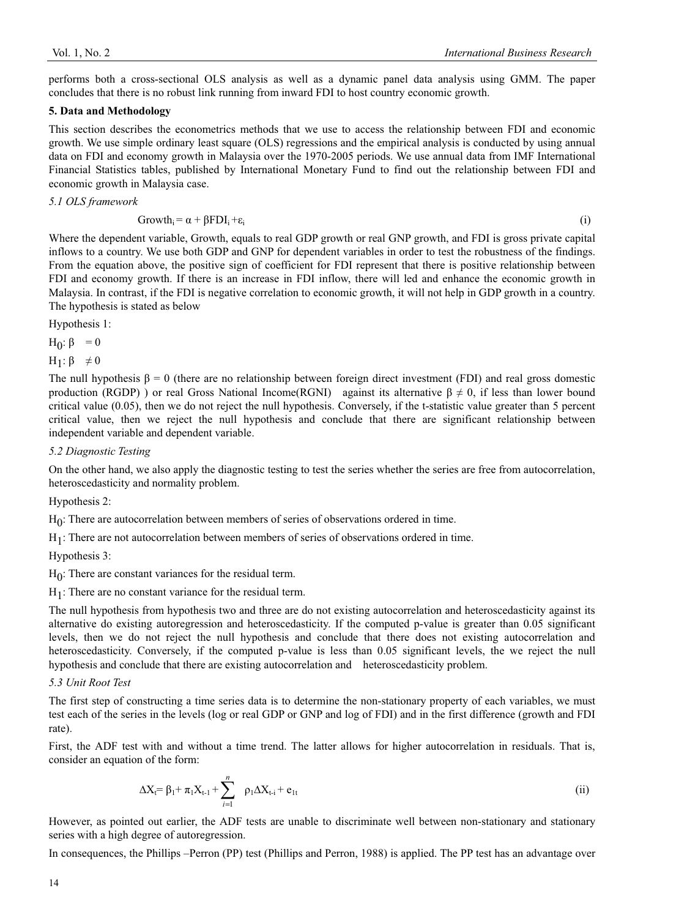performs both a cross-sectional OLS analysis as well as a dynamic panel data analysis using GMM. The paper concludes that there is no robust link running from inward FDI to host country economic growth.

**5. Data and Methodology**

This section describes the econometrics methods that we use to access the relationship between FDI and economic growth. We use simple ordinary least square (OLS) regressions and the empirical analysis is conducted by using annual data on FDI and economy growth in Malaysia over the 1970-2005 periods. We use annual data from IMF International Financial Statistics tables, published by International Monetary Fund to find out the relationship between FDI and economic growth in Malaysia case.

*5.1 OLS framework*

$$\text{Growth}_i = \alpha + \beta \text{FDI}_i + \varepsilon_i \quad \text{(i)}$$

Where the dependent variable, Growth, equals to real GDP growth or real GNP growth, and FDI is gross private capital inflows to a country. We use both GDP and GNP for dependent variables in order to test the robustness of the findings. From the equation above, the positive sign of coefficient for FDI represent that there is positive relationship between FDI and economy growth. If there is an increase in FDI inflow, there will led and enhance the economic growth in Malaysia. In contrast, if the FDI is negative correlation to economic growth, it will not help in GDP growth in a country. The hypothesis is stated as below

Hypothesis 1:

$H_0$: $\beta = 0$

$H_1$: $\beta \neq 0$

The null hypothesis $\beta = 0$ (there are no relationship between foreign direct investment (FDI) and real gross domestic production (RGDP) ) or real Gross National Income(RGNI) against its alternative $\beta \neq 0$, if less than lower bound critical value (0.05), then we do not reject the null hypothesis. Conversely, if the t-statistic value greater than 5 percent critical value, then we reject the null hypothesis and conclude that there are significant relationship between independent variable and dependent variable.

*5.2 Diagnostic Testing*

On the other hand, we also apply the diagnostic testing to test the series whether the series are free from autocorrelation, heteroscedasticity and normality problem.

Hypothesis 2:

$H_0$: There are autocorrelation between members of series of observations ordered in time.

$H_1$: There are not autocorrelation between members of series of observations ordered in time.

Hypothesis 3:

$H_0$: There are constant variances for the residual term.

$H_1$: There are no constant variance for the residual term.

The null hypothesis from hypothesis two and three are do not existing autocorrelation and heteroscedasticity against its alternative do existing autoregression and heteroscedasticity. If the computed p-value is greater than 0.05 significant levels, then we do not reject the null hypothesis and conclude that there does not existing autocorrelation and heteroscedasticity. Conversely, if the computed p-value is less than 0.05 significant levels, the we reject the null hypothesis and conclude that there are existing autocorrelation and heteroscedasticity problem.

*5.3 Unit Root Test*

The first step of constructing a time series data is to determine the non-stationary property of each variables, we must test each of the series in the levels (log or real GDP or GNP and log of FDI) and in the first difference (growth and FDI rate).

First, the ADF test with and without a time trend. The latter allows for higher autocorrelation in residuals. That is, consider an equation of the form:

$$\Delta X_t = \beta_1 + \pi_1 X_{t-1} + \sum_{i=1}^{n} \rho_1 \Delta X_{t-i} + e_{1t} \quad \text{(ii)}$$

However, as pointed out earlier, the ADF tests are unable to discriminate well between non-stationary and stationary series with a high degree of autoregression.

In consequences, the Phillips –Perron (PP) test (Phillips and Perron, 1988) is applied. The PP test has an advantage over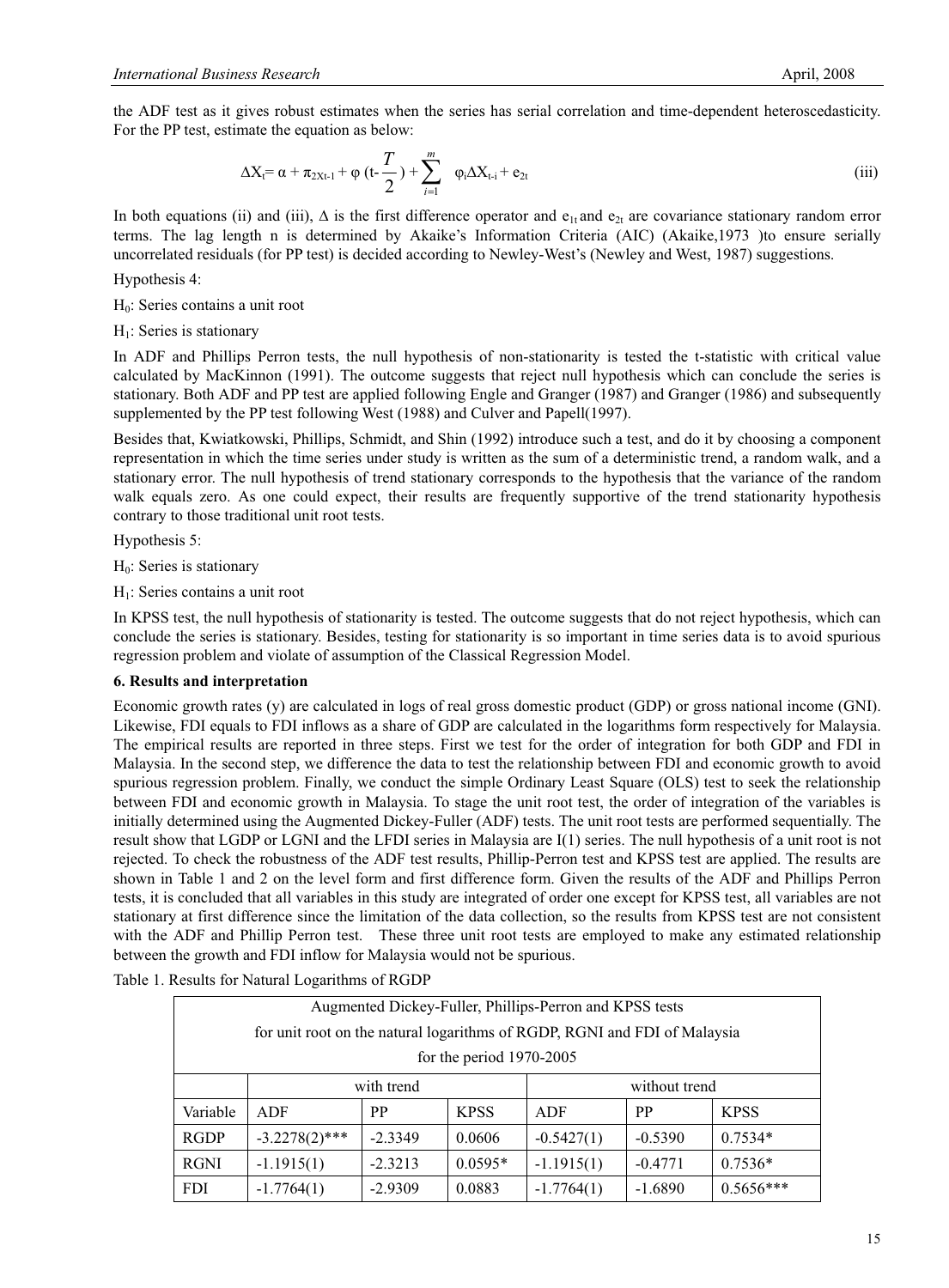the ADF test as it gives robust estimates when the series has serial correlation and time-dependent heteroscedasticity. For the PP test, estimate the equation as below:

$$\Delta X_t = \alpha + \pi_{2Xt-1} + \varphi \left(t - \frac{T}{2}\right) + \sum_{i=1}^{m} \varphi_i \Delta X_{t-i} + e_{2t} \tag{iii}$$

In both equations (ii) and (iii), $\Delta$ is the first difference operator and $e_{1t}$ and $e_{2t}$ are covariance stationary random error terms. The lag length n is determined by Akaike's Information Criteria (AIC) (Akaike,1973 )to ensure serially uncorrelated residuals (for PP test) is decided according to Newley-West's (Newley and West, 1987) suggestions.

Hypothesis 4:

$H_0$: Series contains a unit root

$H_1$: Series is stationary

In ADF and Phillips Perron tests, the null hypothesis of non-stationarity is tested the t-statistic with critical value calculated by MacKinnon (1991). The outcome suggests that reject null hypothesis which can conclude the series is stationary. Both ADF and PP test are applied following Engle and Granger (1987) and Granger (1986) and subsequently supplemented by the PP test following West (1988) and Culver and Papell(1997).

Besides that, Kwiatkowski, Phillips, Schmidt, and Shin (1992) introduce such a test, and do it by choosing a component representation in which the time series under study is written as the sum of a deterministic trend, a random walk, and a stationary error. The null hypothesis of trend stationary corresponds to the hypothesis that the variance of the random walk equals zero. As one could expect, their results are frequently supportive of the trend stationarity hypothesis contrary to those traditional unit root tests.

Hypothesis 5:

$H_0$: Series is stationary

$H_1$: Series contains a unit root

In KPSS test, the null hypothesis of stationarity is tested. The outcome suggests that do not reject hypothesis, which can conclude the series is stationary. Besides, testing for stationarity is so important in time series data is to avoid spurious regression problem and violate of assumption of the Classical Regression Model.

**6. Results and interpretation**

Economic growth rates (y) are calculated in logs of real gross domestic product (GDP) or gross national income (GNI). Likewise, FDI equals to FDI inflows as a share of GDP are calculated in the logarithms form respectively for Malaysia. The empirical results are reported in three steps. First we test for the order of integration for both GDP and FDI in Malaysia. In the second step, we difference the data to test the relationship between FDI and economic growth to avoid spurious regression problem. Finally, we conduct the simple Ordinary Least Square (OLS) test to seek the relationship between FDI and economic growth in Malaysia. To stage the unit root test, the order of integration of the variables is initially determined using the Augmented Dickey-Fuller (ADF) tests. The unit root tests are performed sequentially. The result show that LGDP or LGNI and the LFDI series in Malaysia are I(1) series. The null hypothesis of a unit root is not rejected. To check the robustness of the ADF test results, Phillip-Perron test and KPSS test are applied. The results are shown in Table 1 and 2 on the level form and first difference form. Given the results of the ADF and Phillips Perron tests, it is concluded that all variables in this study are integrated of order one except for KPSS test, all variables are not stationary at first difference since the limitation of the data collection, so the results from KPSS test are not consistent with the ADF and Phillip Perron test. These three unit root tests are employed to make any estimated relationship between the growth and FDI inflow for Malaysia would not be spurious.

Table 1. Results for Natural Logarithms of RGDP

| Augmented Dickey-Fuller, Phillips-Perron and KPSS tests for unit root on the natural logarithms of RGDP, RGNI and FDI of Malaysia for the period 1970-2005 | | | | | | |
|---|---|---|---|---|---|---|
| | with trend | | | without trend | | |
| Variable | ADF | PP | KPSS | ADF | PP | KPSS |
| RGDP | -3.2278(2)*** | -2.3349 | 0.0606 | -0.5427(1) | -0.5390 | 0.7534* |
| RGNI | -1.1915(1) | -2.3213 | 0.0595* | -1.1915(1) | -0.4771 | 0.7536* |
| FDI | -1.7764(1) | -2.9309 | 0.0883 | -1.7764(1) | -1.6890 | 0.5656*** |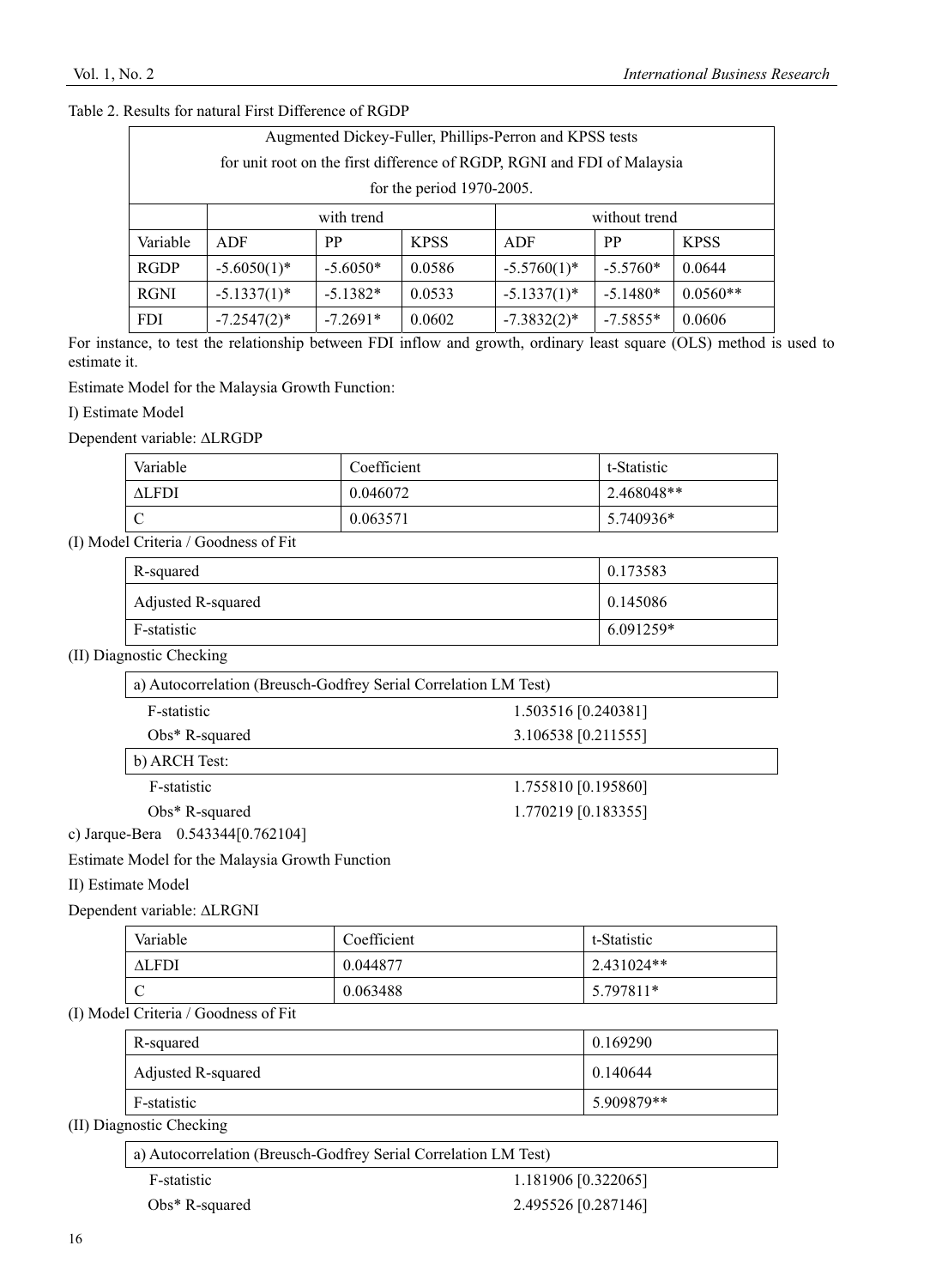Table 2. Results for natural First Difference of RGDP

| Augmented Dickey-Fuller, Phillips-Perron and KPSS tests for unit root on the first difference of RGDP, RGNI and FDI of Malaysia for the period 1970-2005. | | | | | | |
|---|---|---|---|---|---|---|
| | with trend | | | without trend | | |
| Variable | ADF | PP | KPSS | ADF | PP | KPSS |
| RGDP | -5.6050(1)* | -5.6050* | 0.0586 | -5.5760(1)* | -5.5760* | 0.0644 |
| RGNI | -5.1337(1)* | -5.1382* | 0.0533 | -5.1337(1)* | -5.1480* | 0.0560** |
| FDI | -7.2547(2)* | -7.2691* | 0.0602 | -7.3832(2)* | -7.5855* | 0.0606 |

For instance, to test the relationship between FDI inflow and growth, ordinary least square (OLS) method is used to estimate it.

Estimate Model for the Malaysia Growth Function:

I) Estimate Model

Dependent variable: ΔLRGDP

| Variable | Coefficient | t-Statistic |
|---|---|---|
| ΔLFDI | 0.046072 | 2.468048** |
| C | 0.063571 | 5.740936* |

(I) Model Criteria / Goodness of Fit

| | |
|---|---|
| R-squared | 0.173583 |
| Adjusted R-squared | 0.145086 |
| F-statistic | 6.091259* |

(II) Diagnostic Checking

| a) Autocorrelation (Breusch-Godfrey Serial Correlation LM Test) | |
|---|---|
| F-statistic | 1.503516 [0.240381] |
| Obs* R-squared | 3.106538 [0.211555] |
| **b) ARCH Test:** | |
| F-statistic | 1.755810 [0.195860] |
| Obs* R-squared | 1.770219 [0.183355] |

c) Jarque-Bera 0.543344[0.762104]

Estimate Model for the Malaysia Growth Function

II) Estimate Model

Dependent variable: ΔLRGNI

| Variable | Coefficient | t-Statistic |
|---|---|---|
| ΔLFDI | 0.044877 | 2.431024** |
| C | 0.063488 | 5.797811* |

(I) Model Criteria / Goodness of Fit

| | |
|---|---|
| R-squared | 0.169290 |
| Adjusted R-squared | 0.140644 |
| F-statistic | 5.909879** |

(II) Diagnostic Checking

| a) Autocorrelation (Breusch-Godfrey Serial Correlation LM Test) | |
|---|---|
| F-statistic | 1.181906 [0.322065] |
| Obs* R-squared | 2.495526 [0.287146] |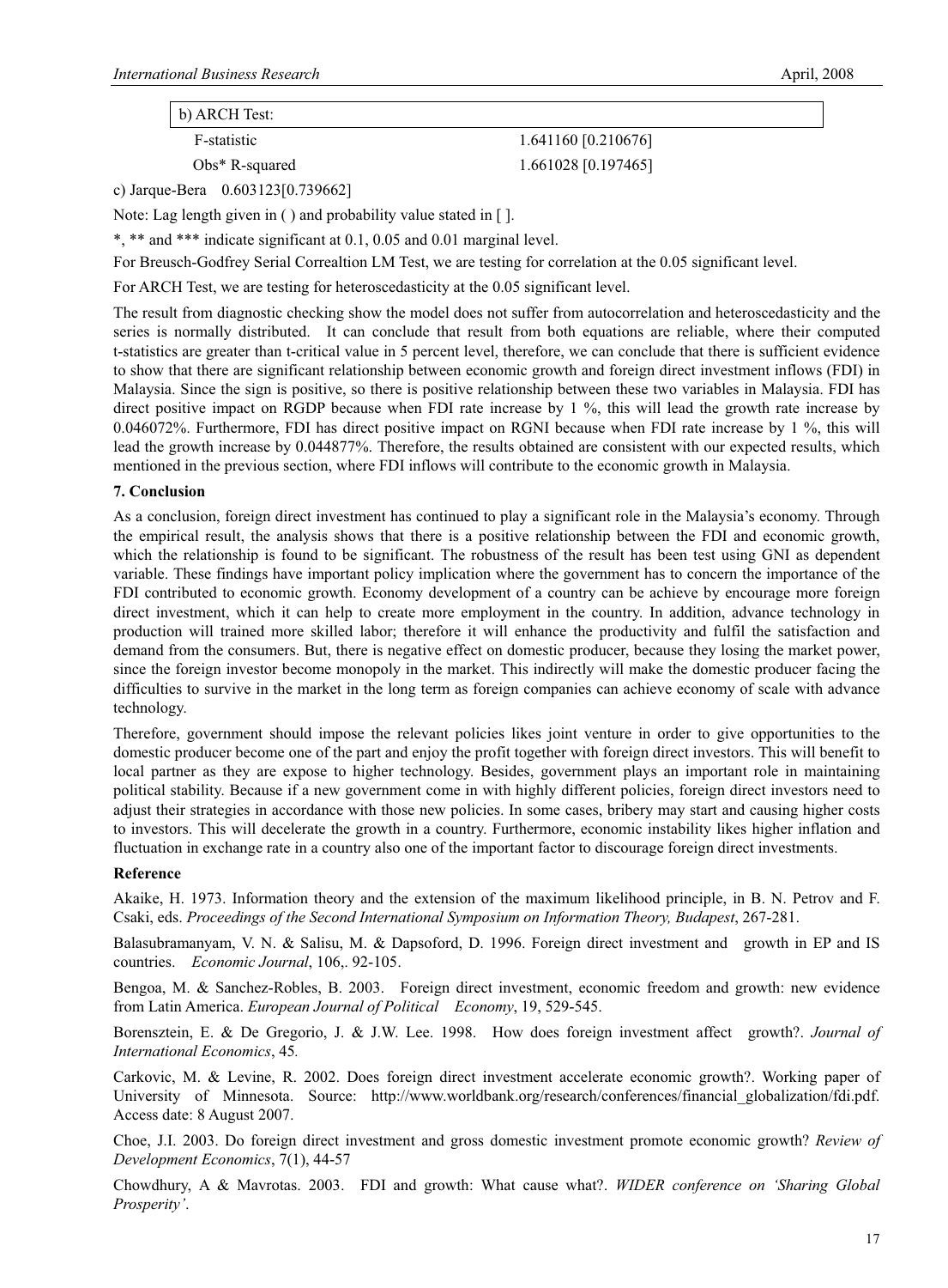| b) ARCH Test: | |
| --- | --- |
| F-statistic | 1.641160 [0.210676] |
| Obs* R-squared | 1.661028 [0.197465] |

c) Jarque-Bera 0.603123[0.739662]

Note: Lag length given in ( ) and probability value stated in [ ].

*, ** and *** indicate significant at 0.1, 0.05 and 0.01 marginal level.

For Breusch-Godfrey Serial Correaltion LM Test, we are testing for correlation at the 0.05 significant level.

For ARCH Test, we are testing for heteroscedasticity at the 0.05 significant level.

The result from diagnostic checking show the model does not suffer from autocorrelation and heteroscedasticity and the series is normally distributed. It can conclude that result from both equations are reliable, where their computed t-statistics are greater than t-critical value in 5 percent level, therefore, we can conclude that there is sufficient evidence to show that there are significant relationship between economic growth and foreign direct investment inflows (FDI) in Malaysia. Since the sign is positive, so there is positive relationship between these two variables in Malaysia. FDI has direct positive impact on RGDP because when FDI rate increase by 1 %, this will lead the growth rate increase by 0.046072%. Furthermore, FDI has direct positive impact on RGNI because when FDI rate increase by 1 %, this will lead the growth increase by 0.044877%. Therefore, the results obtained are consistent with our expected results, which mentioned in the previous section, where FDI inflows will contribute to the economic growth in Malaysia.

## 7. Conclusion

As a conclusion, foreign direct investment has continued to play a significant role in the Malaysia's economy. Through the empirical result, the analysis shows that there is a positive relationship between the FDI and economic growth, which the relationship is found to be significant. The robustness of the result has been test using GNI as dependent variable. These findings have important policy implication where the government has to concern the importance of the FDI contributed to economic growth. Economy development of a country can be achieve by encourage more foreign direct investment, which it can help to create more employment in the country. In addition, advance technology in production will trained more skilled labor; therefore it will enhance the productivity and fulfil the satisfaction and demand from the consumers. But, there is negative effect on domestic producer, because they losing the market power, since the foreign investor become monopoly in the market. This indirectly will make the domestic producer facing the difficulties to survive in the market in the long term as foreign companies can achieve economy of scale with advance technology.

Therefore, government should impose the relevant policies likes joint venture in order to give opportunities to the domestic producer become one of the part and enjoy the profit together with foreign direct investors. This will benefit to local partner as they are expose to higher technology. Besides, government plays an important role in maintaining political stability. Because if a new government come in with highly different policies, foreign direct investors need to adjust their strategies in accordance with those new policies. In some cases, bribery may start and causing higher costs to investors. This will decelerate the growth in a country. Furthermore, economic instability likes higher inflation and fluctuation in exchange rate in a country also one of the important factor to discourage foreign direct investments.

## Reference

Akaike, H. 1973. Information theory and the extension of the maximum likelihood principle, in B. N. Petrov and F. Csaki, eds. *Proceedings of the Second International Symposium on Information Theory, Budapest*, 267-281.

Balasubramanyam, V. N. & Salisu, M. & Dapsoford, D. 1996. Foreign direct investment and growth in EP and IS countries. *Economic Journal*, 106,. 92-105.

Bengoa, M. & Sanchez-Robles, B. 2003. Foreign direct investment, economic freedom and growth: new evidence from Latin America. *European Journal of Political Economy*, 19, 529-545.

Borensztein, E. & De Gregorio, J. & J.W. Lee. 1998. How does foreign investment affect growth?. *Journal of International Economics*, 45.

Carkovic, M. & Levine, R. 2002. Does foreign direct investment accelerate economic growth?. Working paper of University of Minnesota. Source: http://www.worldbank.org/research/conferences/financial_globalization/fdi.pdf. Access date: 8 August 2007.

Choe, J.I. 2003. Do foreign direct investment and gross domestic investment promote economic growth? *Review of Development Economics*, 7(1), 44-57

Chowdhury, A & Mavrotas. 2003. FDI and growth: What cause what?. *WIDER conference on 'Sharing Global Prosperity'*.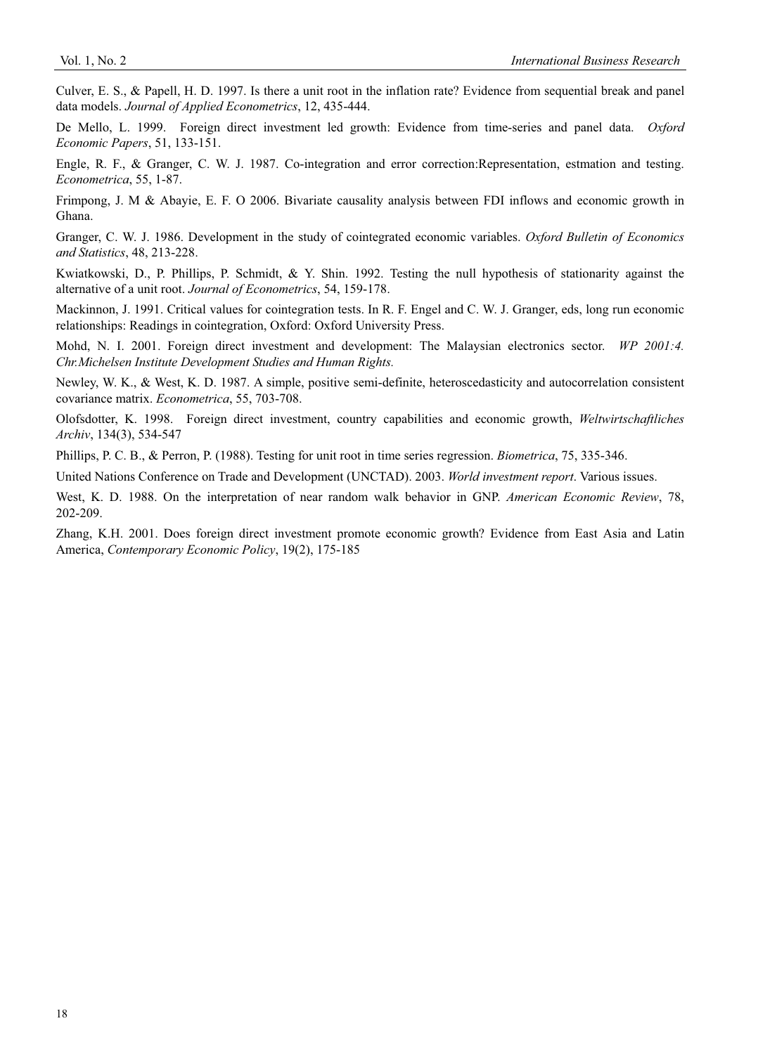Culver, E. S., & Papell, H. D. 1997. Is there a unit root in the inflation rate? Evidence from sequential break and panel data models. *Journal of Applied Econometrics*, 12, 435-444.

De Mello, L. 1999. Foreign direct investment led growth: Evidence from time-series and panel data. *Oxford Economic Papers*, 51, 133-151.

Engle, R. F., & Granger, C. W. J. 1987. Co-integration and error correction:Representation, estmation and testing. *Econometrica*, 55, 1-87.

Frimpong, J. M & Abayie, E. F. O 2006. Bivariate causality analysis between FDI inflows and economic growth in Ghana.

Granger, C. W. J. 1986. Development in the study of cointegrated economic variables. *Oxford Bulletin of Economics and Statistics*, 48, 213-228.

Kwiatkowski, D., P. Phillips, P. Schmidt, & Y. Shin. 1992. Testing the null hypothesis of stationarity against the alternative of a unit root. *Journal of Econometrics*, 54, 159-178.

Mackinnon, J. 1991. Critical values for cointegration tests. In R. F. Engel and C. W. J. Granger, eds, long run economic relationships: Readings in cointegration, Oxford: Oxford University Press.

Mohd, N. I. 2001. Foreign direct investment and development: The Malaysian electronics sector. *WP 2001:4. Chr.Michelsen Institute Development Studies and Human Rights.*

Newley, W. K., & West, K. D. 1987. A simple, positive semi-definite, heteroscedasticity and autocorrelation consistent covariance matrix. *Econometrica*, 55, 703-708.

Olofsdotter, K. 1998. Foreign direct investment, country capabilities and economic growth, *Weltwirtschaftliches Archiv*, 134(3), 534-547

Phillips, P. C. B., & Perron, P. (1988). Testing for unit root in time series regression. *Biometrica*, 75, 335-346.

United Nations Conference on Trade and Development (UNCTAD). 2003. *World investment report*. Various issues.

West, K. D. 1988. On the interpretation of near random walk behavior in GNP. *American Economic Review*, 78, 202-209.

Zhang, K.H. 2001. Does foreign direct investment promote economic growth? Evidence from East Asia and Latin America, *Contemporary Economic Policy*, 19(2), 175-185